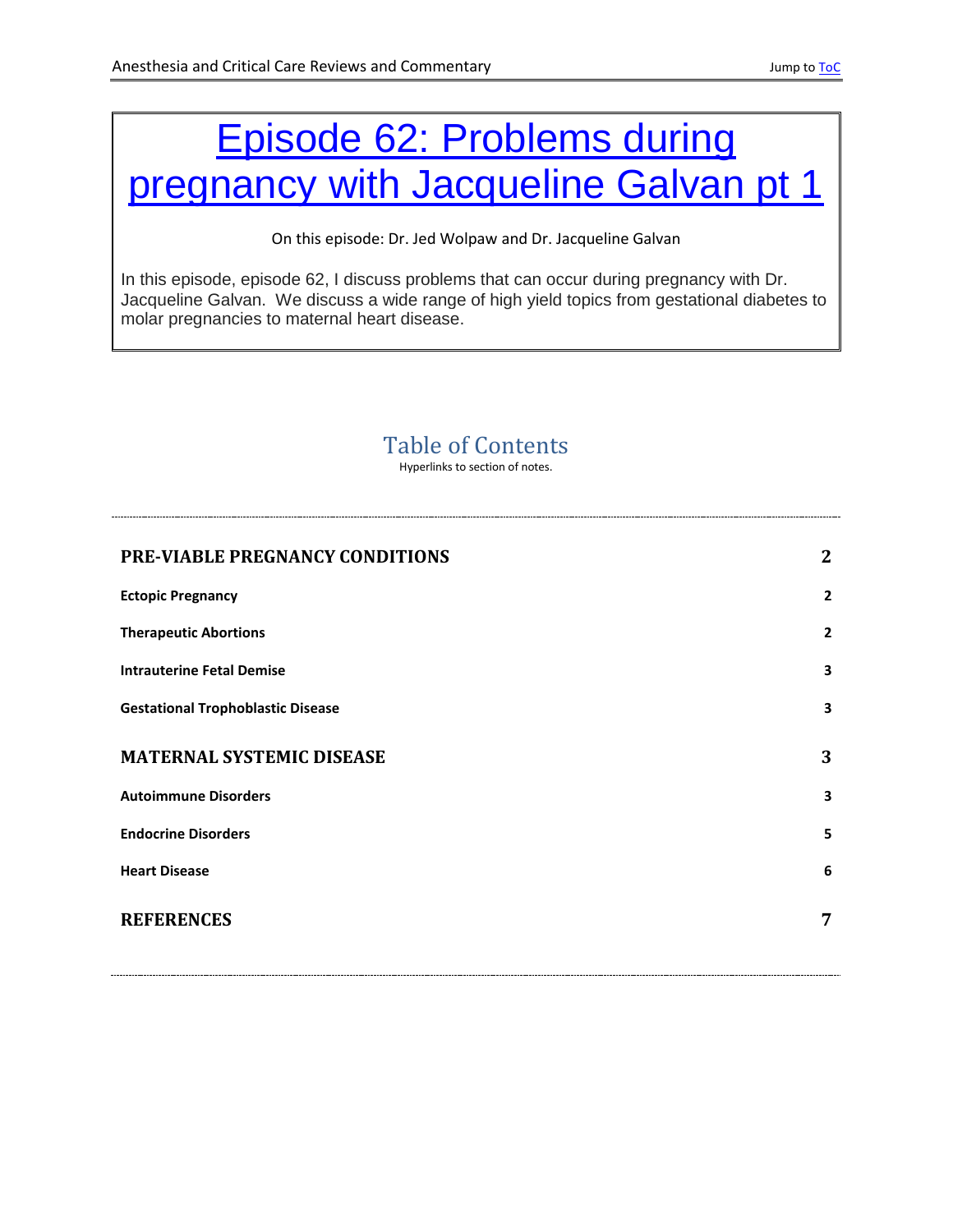# Episode 62: Problems during pregnancy with Jacqueline Galvan pt 1

On this episode: Dr. Jed Wolpaw and Dr. Jacqueline Galvan

In this episode, episode 62, I discuss problems that can occur during pregnancy with Dr. Jacqueline Galvan. We discuss a wide range of high yield topics from gestational diabetes to molar pregnancies to maternal heart disease.

## Table of Contents

Hyperlinks to section of notes.

| | |
|---|---|
| **PRE-VIABLE PREGNANCY CONDITIONS** | **2** |
| **Ectopic Pregnancy** | **2** |
| **Therapeutic Abortions** | **2** |
| **Intrauterine Fetal Demise** | **3** |
| **Gestational Trophoblastic Disease** | **3** |
| **MATERNAL SYSTEMIC DISEASE** | **3** |
| **Autoimmune Disorders** | **3** |
| **Endocrine Disorders** | **5** |
| **Heart Disease** | **6** |
| **REFERENCES** | **7** |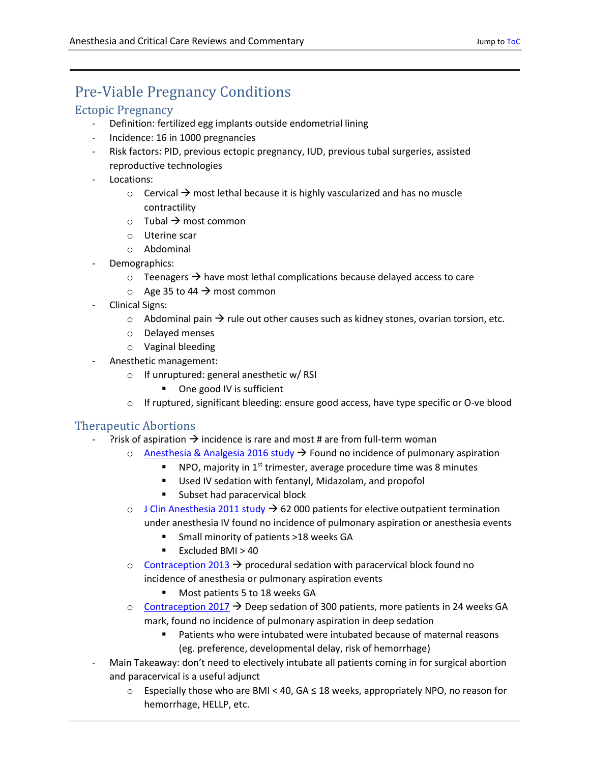# Pre-Viable Pregnancy Conditions

## Ectopic Pregnancy

- Definition: fertilized egg implants outside endometrial lining
- Incidence: 16 in 1000 pregnancies
- Risk factors: PID, previous ectopic pregnancy, IUD, previous tubal surgeries, assisted reproductive technologies
- Locations:
  - Cervical → most lethal because it is highly vascularized and has no muscle contractility
  - Tubal → most common
  - Uterine scar
  - Abdominal
- Demographics:
  - Teenagers → have most lethal complications because delayed access to care
  - Age 35 to 44 → most common
- Clinical Signs:
  - Abdominal pain → rule out other causes such as kidney stones, ovarian torsion, etc.
  - Delayed menses
  - Vaginal bleeding
- Anesthetic management:
  - If unruptured: general anesthetic w/ RSI
    - One good IV is sufficient
  - If ruptured, significant bleeding: ensure good access, have type specific or O-ve blood

## Therapeutic Abortions

- ?risk of aspiration → incidence is rare and most # are from full-term woman
  - Anesthesia & Analgesia 2016 study → Found no incidence of pulmonary aspiration
    - NPO, majority in 1st trimester, average procedure time was 8 minutes
    - Used IV sedation with fentanyl, Midazolam, and propofol
    - Subset had paracervical block
  - J Clin Anesthesia 2011 study → 62 000 patients for elective outpatient termination under anesthesia IV found no incidence of pulmonary aspiration or anesthesia events
    - Small minority of patients >18 weeks GA
    - Excluded BMI > 40
  - Contraception 2013 → procedural sedation with paracervical block found no incidence of anesthesia or pulmonary aspiration events
    - Most patients 5 to 18 weeks GA
  - Contraception 2017 → Deep sedation of 300 patients, more patients in 24 weeks GA mark, found no incidence of pulmonary aspiration in deep sedation
    - Patients who were intubated were intubated because of maternal reasons (eg. preference, developmental delay, risk of hemorrhage)
- Main Takeaway: don't need to electively intubate all patients coming in for surgical abortion and paracervical is a useful adjunct
  - Especially those who are BMI < 40, GA ≤ 18 weeks, appropriately NPO, no reason for hemorrhage, HELLP, etc.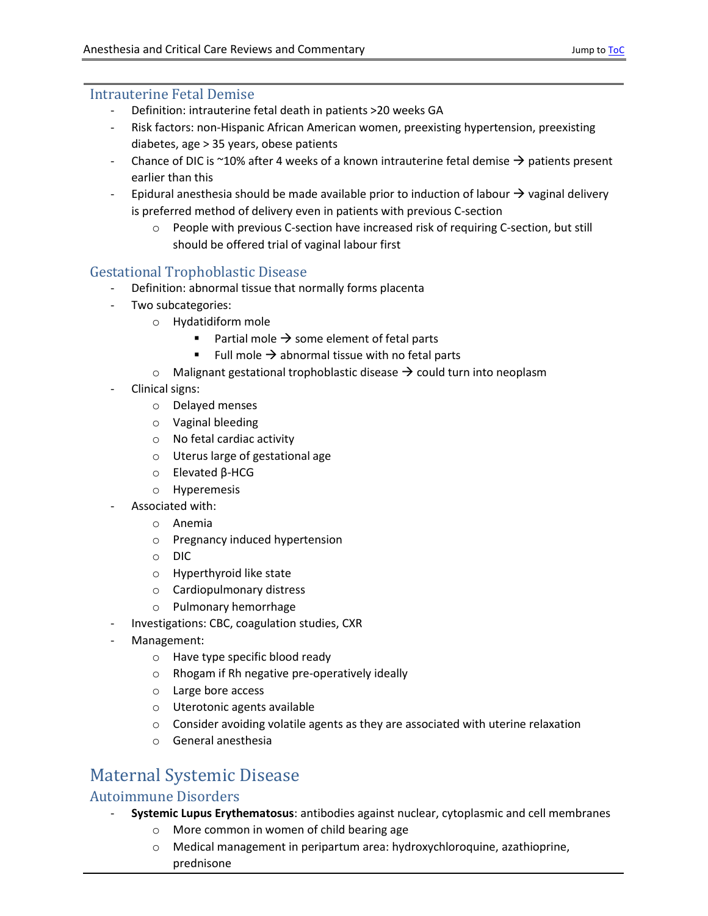## Intrauterine Fetal Demise

- Definition: intrauterine fetal death in patients >20 weeks GA
- Risk factors: non-Hispanic African American women, preexisting hypertension, preexisting diabetes, age > 35 years, obese patients
- Chance of DIC is ~10% after 4 weeks of a known intrauterine fetal demise → patients present earlier than this
- Epidural anesthesia should be made available prior to induction of labour → vaginal delivery is preferred method of delivery even in patients with previous C-section
  - People with previous C-section have increased risk of requiring C-section, but still should be offered trial of vaginal labour first

## Gestational Trophoblastic Disease

- Definition: abnormal tissue that normally forms placenta
- Two subcategories:
  - Hydatidiform mole
    - Partial mole → some element of fetal parts
    - Full mole → abnormal tissue with no fetal parts
  - Malignant gestational trophoblastic disease → could turn into neoplasm
- Clinical signs:
  - Delayed menses
  - Vaginal bleeding
  - No fetal cardiac activity
  - Uterus large of gestational age
  - Elevated β-HCG
  - Hyperemesis
- Associated with:
  - Anemia
  - Pregnancy induced hypertension
  - DIC
  - Hyperthyroid like state
  - Cardiopulmonary distress
  - Pulmonary hemorrhage
- Investigations: CBC, coagulation studies, CXR
- Management:
  - Have type specific blood ready
  - Rhogam if Rh negative pre-operatively ideally
  - Large bore access
  - Uterotonic agents available
  - Consider avoiding volatile agents as they are associated with uterine relaxation
  - General anesthesia

# Maternal Systemic Disease

## Autoimmune Disorders

- **Systemic Lupus Erythematosus**: antibodies against nuclear, cytoplasmic and cell membranes
  - More common in women of child bearing age
  - Medical management in peripartum area: hydroxychloroquine, azathioprine, prednisone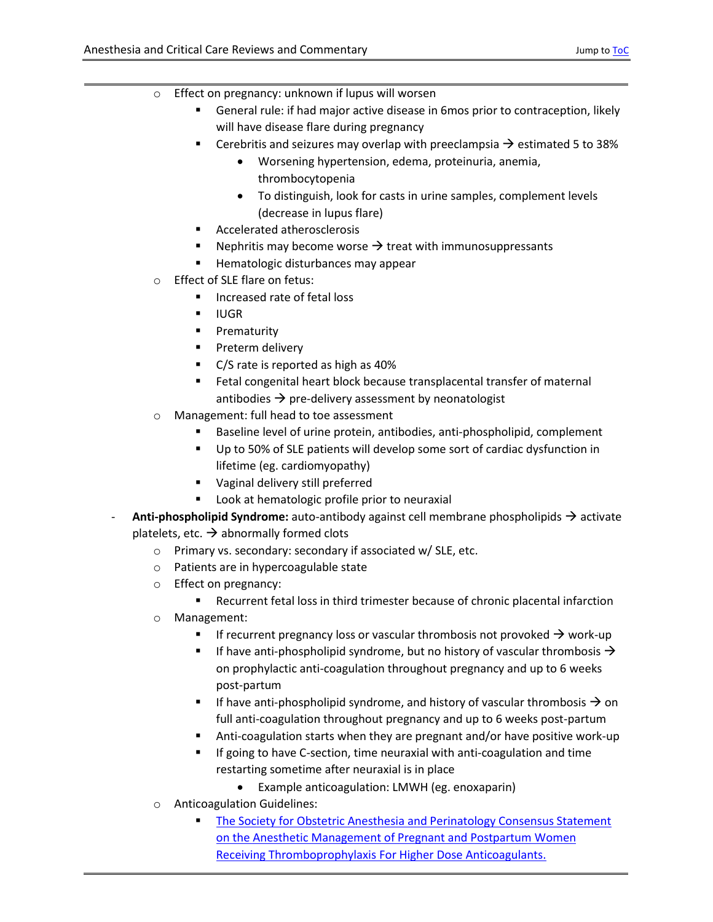- Effect on pregnancy: unknown if lupus will worsen
    - General rule: if had major active disease in 6mos prior to contraception, likely will have disease flare during pregnancy
    - Cerebritis and seizures may overlap with preeclampsia → estimated 5 to 38%
        - Worsening hypertension, edema, proteinuria, anemia, thrombocytopenia
        - To distinguish, look for casts in urine samples, complement levels (decrease in lupus flare)
    - Accelerated atherosclerosis
    - Nephritis may become worse → treat with immunosuppressants
    - Hematologic disturbances may appear
- Effect of SLE flare on fetus:
    - Increased rate of fetal loss
    - IUGR
    - Prematurity
    - Preterm delivery
    - C/S rate is reported as high as 40%
    - Fetal congenital heart block because transplacental transfer of maternal antibodies → pre-delivery assessment by neonatologist
- Management: full head to toe assessment
    - Baseline level of urine protein, antibodies, anti-phospholipid, complement
    - Up to 50% of SLE patients will develop some sort of cardiac dysfunction in lifetime (eg. cardiomyopathy)
    - Vaginal delivery still preferred
    - Look at hematologic profile prior to neuraxial

- **Anti-phospholipid Syndrome:** auto-antibody against cell membrane phospholipids → activate platelets, etc. → abnormally formed clots
    - Primary vs. secondary: secondary if associated w/ SLE, etc.
    - Patients are in hypercoagulable state
    - Effect on pregnancy:
        - Recurrent fetal loss in third trimester because of chronic placental infarction
    - Management:
        - If recurrent pregnancy loss or vascular thrombosis not provoked → work-up
        - If have anti-phospholipid syndrome, but no history of vascular thrombosis → on prophylactic anti-coagulation throughout pregnancy and up to 6 weeks post-partum
        - If have anti-phospholipid syndrome, and history of vascular thrombosis → on full anti-coagulation throughout pregnancy and up to 6 weeks post-partum
        - Anti-coagulation starts when they are pregnant and/or have positive work-up
        - If going to have C-section, time neuraxial with anti-coagulation and time restarting sometime after neuraxial is in place
            - Example anticoagulation: LMWH (eg. enoxaparin)
    - Anticoagulation Guidelines:
        - [The Society for Obstetric Anesthesia and Perinatology Consensus Statement on the Anesthetic Management of Pregnant and Postpartum Women Receiving Thromboprophylaxis For Higher Dose Anticoagulants.]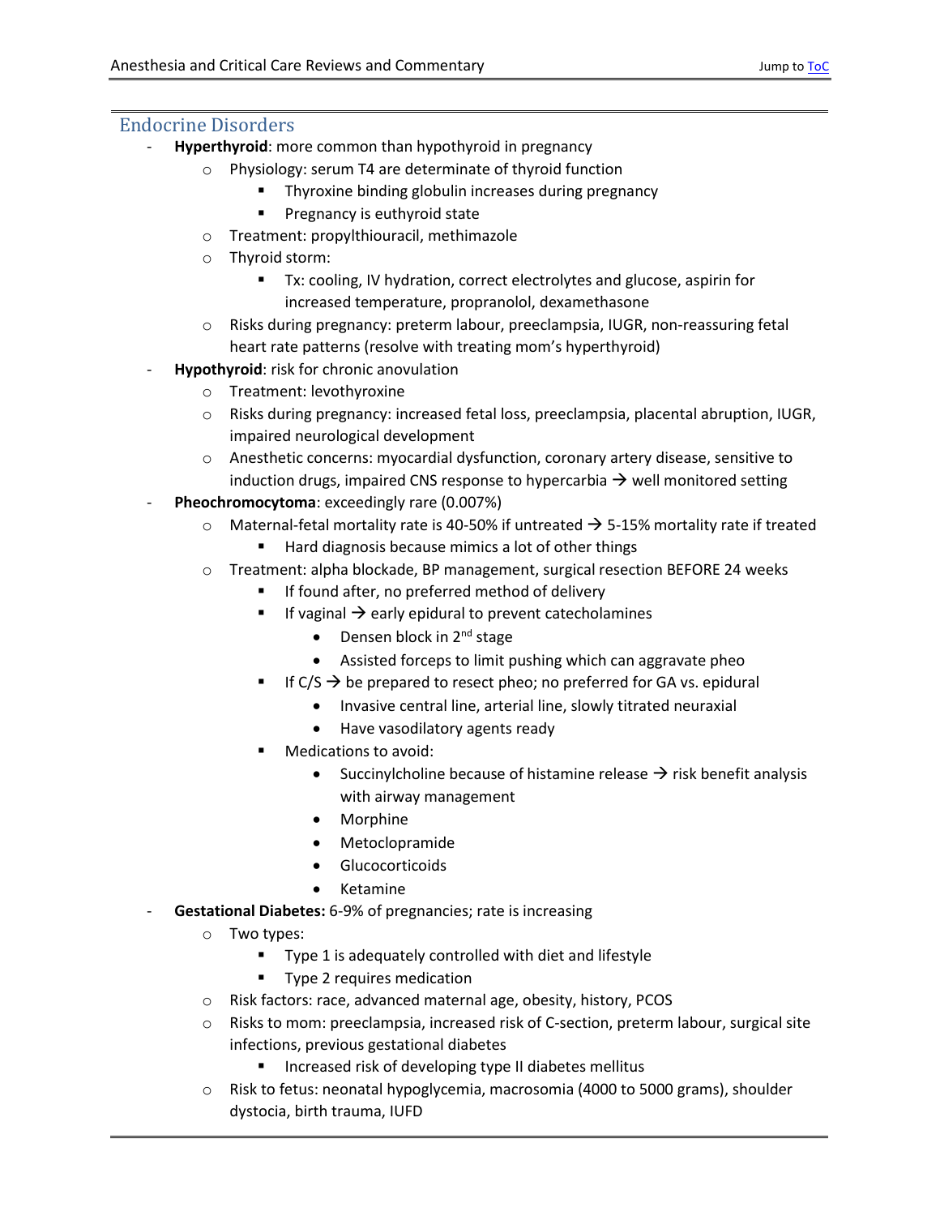## Endocrine Disorders

- **Hyperthyroid**: more common than hypothyroid in pregnancy
  - Physiology: serum T4 are determinate of thyroid function
    - Thyroxine binding globulin increases during pregnancy
    - Pregnancy is euthyroid state
  - Treatment: propylthiouracil, methimazole
  - Thyroid storm:
    - Tx: cooling, IV hydration, correct electrolytes and glucose, aspirin for increased temperature, propranolol, dexamethasone
  - Risks during pregnancy: preterm labour, preeclampsia, IUGR, non-reassuring fetal heart rate patterns (resolve with treating mom's hyperthyroid)
- **Hypothyroid**: risk for chronic anovulation
  - Treatment: levothyroxine
  - Risks during pregnancy: increased fetal loss, preeclampsia, placental abruption, IUGR, impaired neurological development
  - Anesthetic concerns: myocardial dysfunction, coronary artery disease, sensitive to induction drugs, impaired CNS response to hypercarbia → well monitored setting
- **Pheochromocytoma**: exceedingly rare (0.007%)
  - Maternal-fetal mortality rate is 40-50% if untreated → 5-15% mortality rate if treated
    - Hard diagnosis because mimics a lot of other things
  - Treatment: alpha blockade, BP management, surgical resection BEFORE 24 weeks
    - If found after, no preferred method of delivery
    - If vaginal → early epidural to prevent catecholamines
      - Densen block in 2nd stage
      - Assisted forceps to limit pushing which can aggravate pheo
    - If C/S → be prepared to resect pheo; no preferred for GA vs. epidural
      - Invasive central line, arterial line, slowly titrated neuraxial
      - Have vasodilatory agents ready
    - Medications to avoid:
      - Succinylcholine because of histamine release → risk benefit analysis with airway management
      - Morphine
      - Metoclopramide
      - Glucocorticoids
      - Ketamine
- **Gestational Diabetes:** 6-9% of pregnancies; rate is increasing
  - Two types:
    - Type 1 is adequately controlled with diet and lifestyle
    - Type 2 requires medication
  - Risk factors: race, advanced maternal age, obesity, history, PCOS
  - Risks to mom: preeclampsia, increased risk of C-section, preterm labour, surgical site infections, previous gestational diabetes
    - Increased risk of developing type II diabetes mellitus
  - Risk to fetus: neonatal hypoglycemia, macrosomia (4000 to 5000 grams), shoulder dystocia, birth trauma, IUFD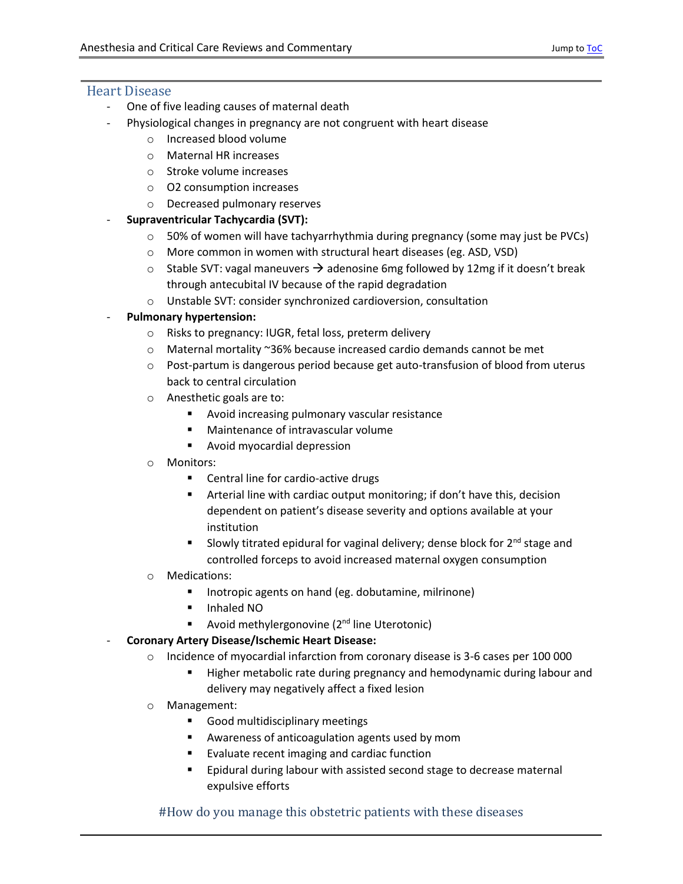## Heart Disease

- One of five leading causes of maternal death
- Physiological changes in pregnancy are not congruent with heart disease
  - Increased blood volume
  - Maternal HR increases
  - Stroke volume increases
  - O2 consumption increases
  - Decreased pulmonary reserves
- **Supraventricular Tachycardia (SVT):**
  - 50% of women will have tachyarrhythmia during pregnancy (some may just be PVCs)
  - More common in women with structural heart diseases (eg. ASD, VSD)
  - Stable SVT: vagal maneuvers → adenosine 6mg followed by 12mg if it doesn't break through antecubital IV because of the rapid degradation
  - Unstable SVT: consider synchronized cardioversion, consultation
- **Pulmonary hypertension:**
  - Risks to pregnancy: IUGR, fetal loss, preterm delivery
  - Maternal mortality ~36% because increased cardio demands cannot be met
  - Post-partum is dangerous period because get auto-transfusion of blood from uterus back to central circulation
  - Anesthetic goals are to:
    - Avoid increasing pulmonary vascular resistance
    - Maintenance of intravascular volume
    - Avoid myocardial depression
  - Monitors:
    - Central line for cardio-active drugs
    - Arterial line with cardiac output monitoring; if don't have this, decision dependent on patient's disease severity and options available at your institution
    - Slowly titrated epidural for vaginal delivery; dense block for 2nd stage and controlled forceps to avoid increased maternal oxygen consumption
  - Medications:
    - Inotropic agents on hand (eg. dobutamine, milrinone)
    - Inhaled NO
    - Avoid methylergonovine (2nd line Uterotonic)
- **Coronary Artery Disease/Ischemic Heart Disease:**
  - Incidence of myocardial infarction from coronary disease is 3-6 cases per 100 000
    - Higher metabolic rate during pregnancy and hemodynamic during labour and delivery may negatively affect a fixed lesion
  - Management:
    - Good multidisciplinary meetings
    - Awareness of anticoagulation agents used by mom
    - Evaluate recent imaging and cardiac function
    - Epidural during labour with assisted second stage to decrease maternal expulsive efforts

#How do you manage this obstetric patients with these diseases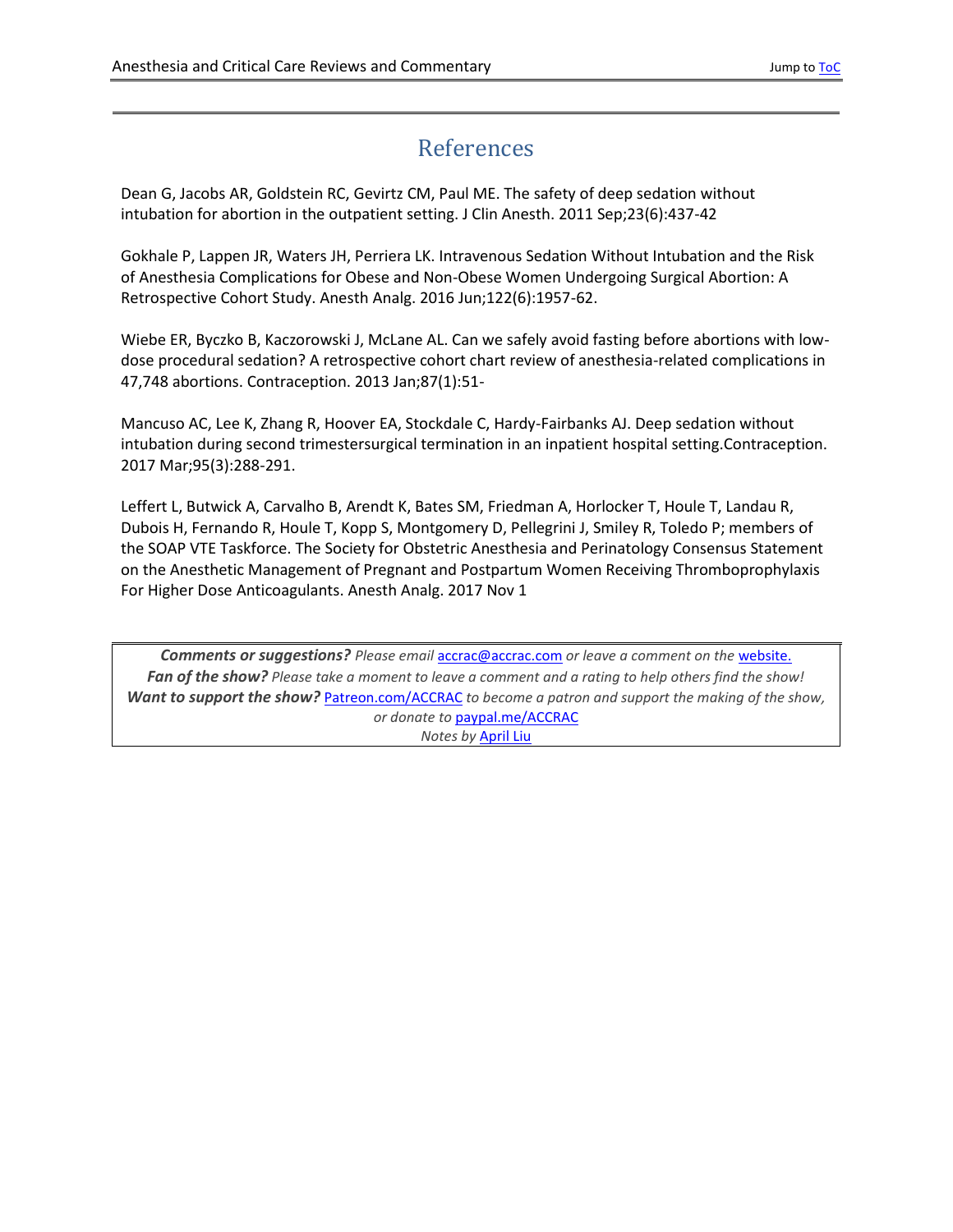# References

Dean G, Jacobs AR, Goldstein RC, Gevirtz CM, Paul ME. The safety of deep sedation without intubation for abortion in the outpatient setting. J Clin Anesth. 2011 Sep;23(6):437-42

Gokhale P, Lappen JR, Waters JH, Perriera LK. Intravenous Sedation Without Intubation and the Risk of Anesthesia Complications for Obese and Non-Obese Women Undergoing Surgical Abortion: A Retrospective Cohort Study. Anesth Analg. 2016 Jun;122(6):1957-62.

Wiebe ER, Byczko B, Kaczorowski J, McLane AL. Can we safely avoid fasting before abortions with low-dose procedural sedation? A retrospective cohort chart review of anesthesia-related complications in 47,748 abortions. Contraception. 2013 Jan;87(1):51-

Mancuso AC, Lee K, Zhang R, Hoover EA, Stockdale C, Hardy-Fairbanks AJ. Deep sedation without intubation during second trimestersurgical termination in an inpatient hospital setting.Contraception. 2017 Mar;95(3):288-291.

Leffert L, Butwick A, Carvalho B, Arendt K, Bates SM, Friedman A, Horlocker T, Houle T, Landau R, Dubois H, Fernando R, Houle T, Kopp S, Montgomery D, Pellegrini J, Smiley R, Toledo P; members of the SOAP VTE Taskforce. The Society for Obstetric Anesthesia and Perinatology Consensus Statement on the Anesthetic Management of Pregnant and Postpartum Women Receiving Thromboprophylaxis For Higher Dose Anticoagulants. Anesth Analg. 2017 Nov 1

***Comments or suggestions?*** *Please email accrac@accrac.com or leave a comment on the website.*
***Fan of the show?*** *Please take a moment to leave a comment and a rating to help others find the show!*
***Want to support the show?*** *Patreon.com/ACCRAC to become a patron and support the making of the show, or donate to paypal.me/ACCRAC*
*Notes by April Liu*